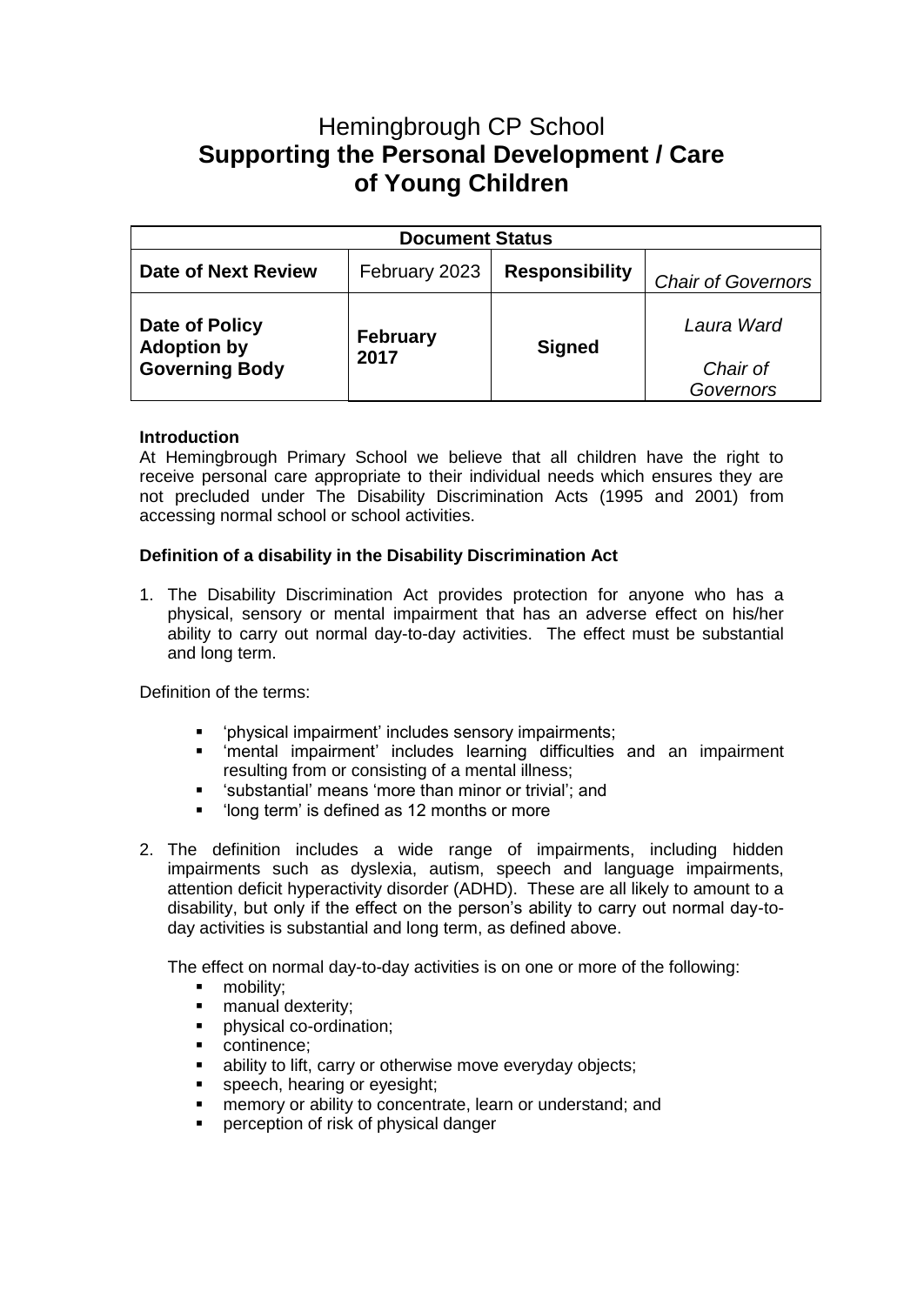# Hemingbrough CP School
# **Supporting the Personal Development / Care of Young Children**

| **Document Status** | | | |
|---|---|---|---|
| **Date of Next Review** | February 2023 | **Responsibility** | *Chair of Governors* |
| **Date of Policy Adoption by Governing Body** | **February 2017** | **Signed** | *Laura Ward*<br><br>*Chair of Governors* |

**Introduction**
At Hemingbrough Primary School we believe that all children have the right to receive personal care appropriate to their individual needs which ensures they are not precluded under The Disability Discrimination Acts (1995 and 2001) from accessing normal school or school activities.

**Definition of a disability in the Disability Discrimination Act**

1. The Disability Discrimination Act provides protection for anyone who has a physical, sensory or mental impairment that has an adverse effect on his/her ability to carry out normal day-to-day activities. The effect must be substantial and long term.

Definition of the terms:

- 'physical impairment' includes sensory impairments;
- 'mental impairment' includes learning difficulties and an impairment resulting from or consisting of a mental illness;
- 'substantial' means 'more than minor or trivial'; and
- 'long term' is defined as 12 months or more

2. The definition includes a wide range of impairments, including hidden impairments such as dyslexia, autism, speech and language impairments, attention deficit hyperactivity disorder (ADHD). These are all likely to amount to a disability, but only if the effect on the person's ability to carry out normal day-to-day activities is substantial and long term, as defined above.

The effect on normal day-to-day activities is on one or more of the following:

- mobility;
- manual dexterity;
- physical co-ordination;
- continence;
- ability to lift, carry or otherwise move everyday objects;
- speech, hearing or eyesight;
- memory or ability to concentrate, learn or understand; and
- perception of risk of physical danger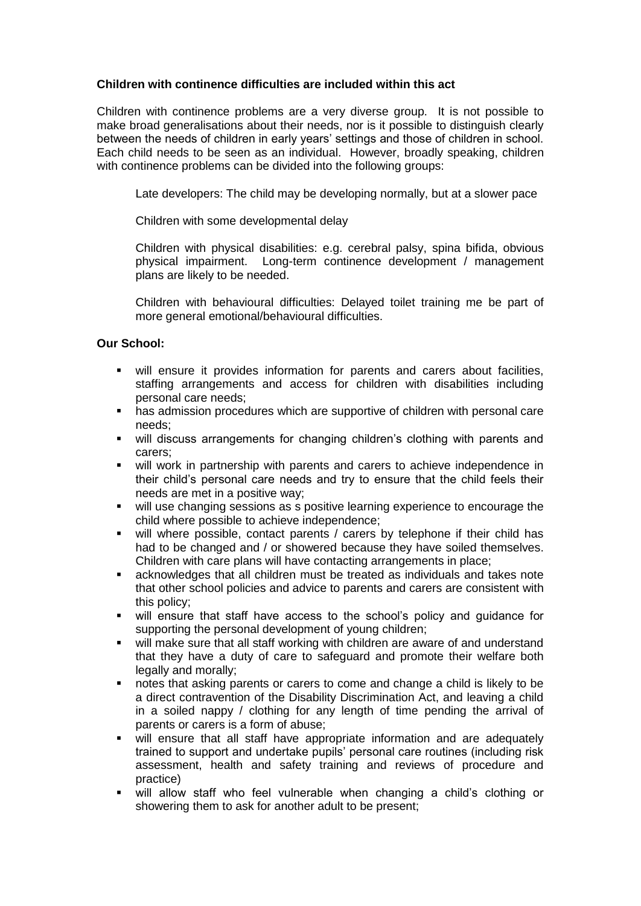**Children with continence difficulties are included within this act**

Children with continence problems are a very diverse group. It is not possible to make broad generalisations about their needs, nor is it possible to distinguish clearly between the needs of children in early years' settings and those of children in school. Each child needs to be seen as an individual. However, broadly speaking, children with continence problems can be divided into the following groups:

Late developers: The child may be developing normally, but at a slower pace

Children with some developmental delay

Children with physical disabilities: e.g. cerebral palsy, spina bifida, obvious physical impairment. Long-term continence development / management plans are likely to be needed.

Children with behavioural difficulties: Delayed toilet training me be part of more general emotional/behavioural difficulties.

**Our School:**

- will ensure it provides information for parents and carers about facilities, staffing arrangements and access for children with disabilities including personal care needs;
- has admission procedures which are supportive of children with personal care needs;
- will discuss arrangements for changing children's clothing with parents and carers;
- will work in partnership with parents and carers to achieve independence in their child's personal care needs and try to ensure that the child feels their needs are met in a positive way;
- will use changing sessions as s positive learning experience to encourage the child where possible to achieve independence;
- will where possible, contact parents / carers by telephone if their child has had to be changed and / or showered because they have soiled themselves. Children with care plans will have contacting arrangements in place;
- acknowledges that all children must be treated as individuals and takes note that other school policies and advice to parents and carers are consistent with this policy;
- will ensure that staff have access to the school's policy and guidance for supporting the personal development of young children;
- will make sure that all staff working with children are aware of and understand that they have a duty of care to safeguard and promote their welfare both legally and morally;
- notes that asking parents or carers to come and change a child is likely to be a direct contravention of the Disability Discrimination Act, and leaving a child in a soiled nappy / clothing for any length of time pending the arrival of parents or carers is a form of abuse;
- will ensure that all staff have appropriate information and are adequately trained to support and undertake pupils' personal care routines (including risk assessment, health and safety training and reviews of procedure and practice)
- will allow staff who feel vulnerable when changing a child's clothing or showering them to ask for another adult to be present;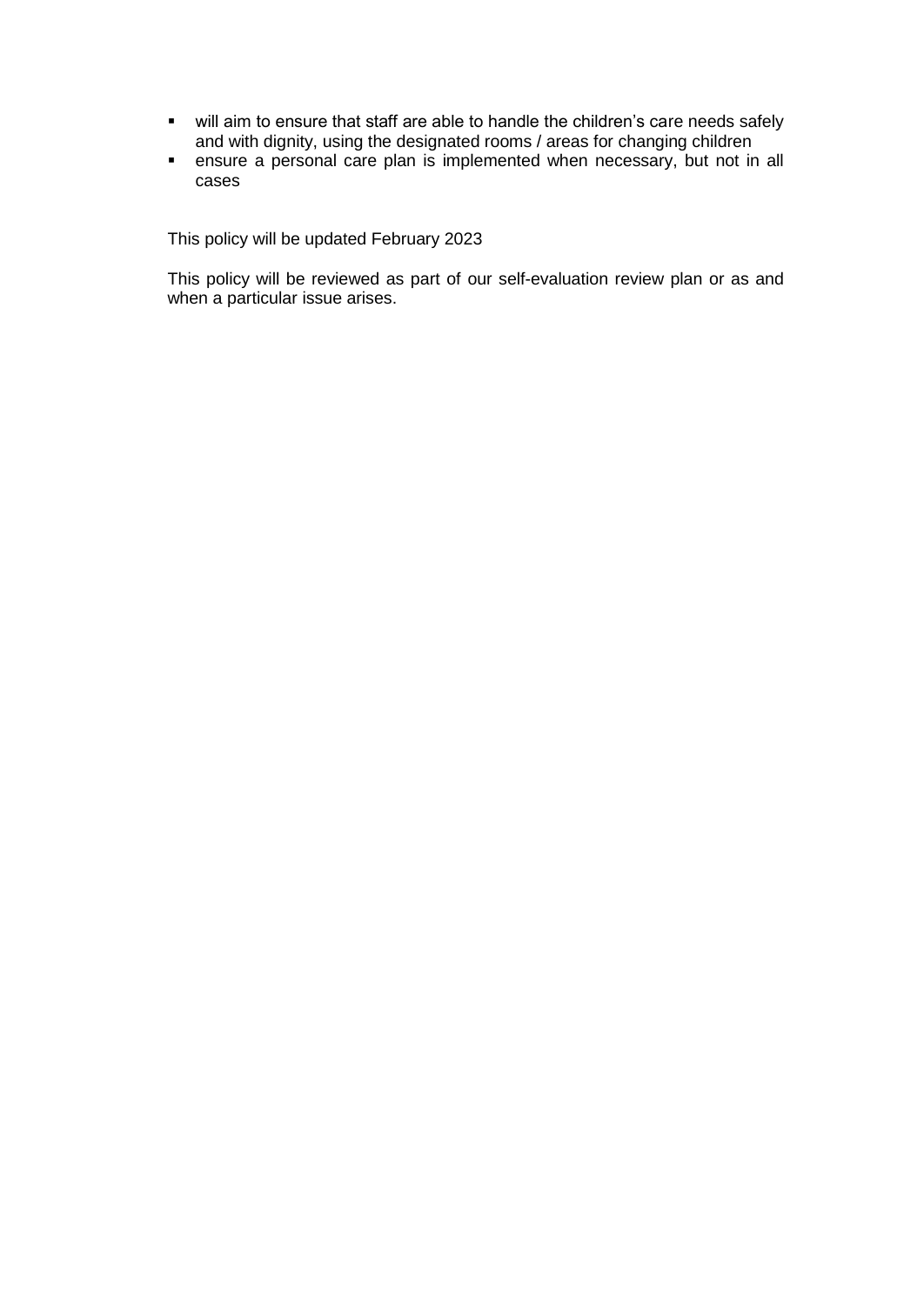- will aim to ensure that staff are able to handle the children's care needs safely and with dignity, using the designated rooms / areas for changing children
- ensure a personal care plan is implemented when necessary, but not in all cases

This policy will be updated February 2023

This policy will be reviewed as part of our self-evaluation review plan or as and when a particular issue arises.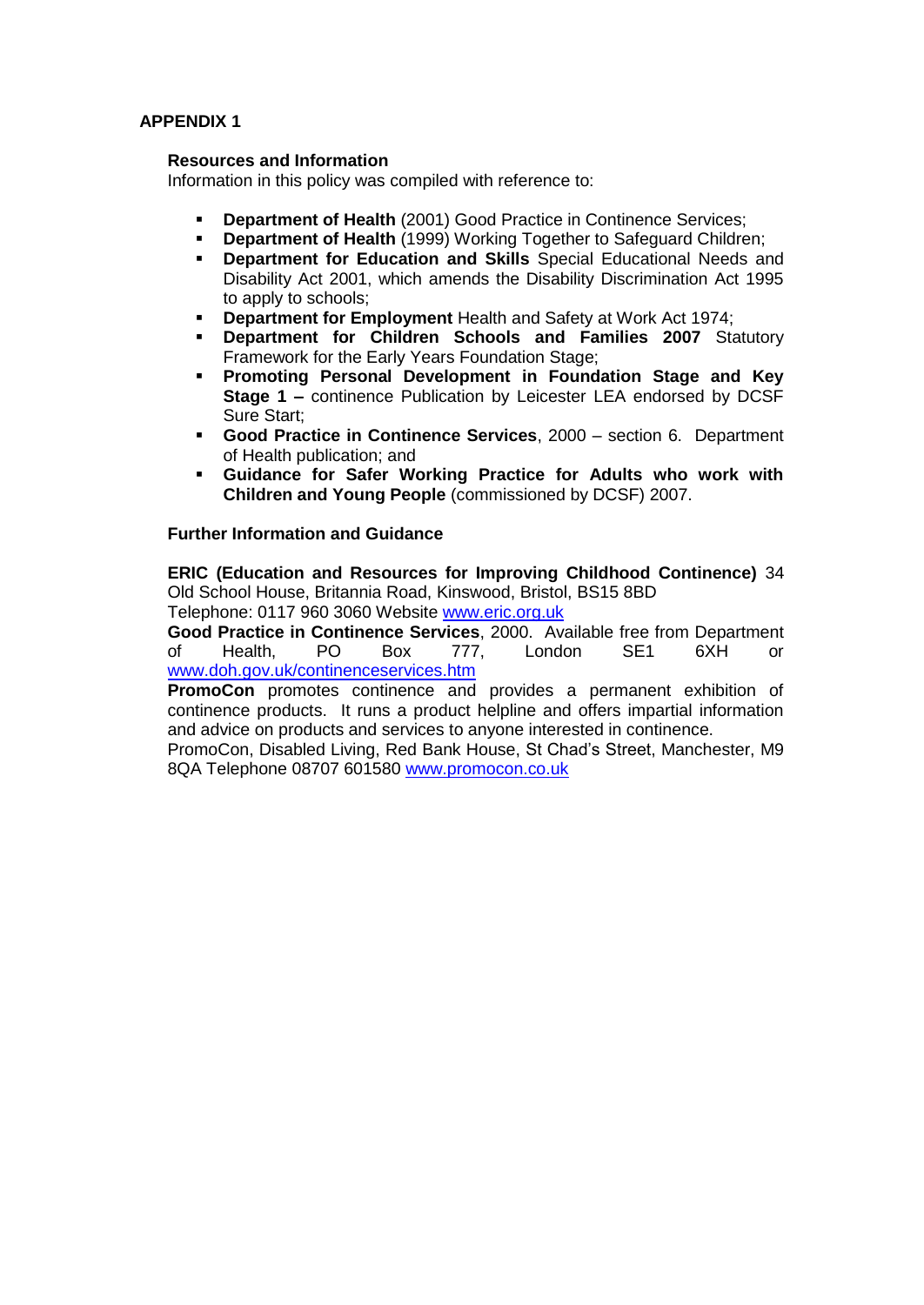## APPENDIX 1

### Resources and Information

Information in this policy was compiled with reference to:

- **Department of Health** (2001) Good Practice in Continence Services;
- **Department of Health** (1999) Working Together to Safeguard Children;
- **Department for Education and Skills** Special Educational Needs and Disability Act 2001, which amends the Disability Discrimination Act 1995 to apply to schools;
- **Department for Employment** Health and Safety at Work Act 1974;
- **Department for Children Schools and Families 2007** Statutory Framework for the Early Years Foundation Stage;
- **Promoting Personal Development in Foundation Stage and Key Stage 1 –** continence Publication by Leicester LEA endorsed by DCSF Sure Start;
- **Good Practice in Continence Services**, 2000 – section 6. Department of Health publication; and
- **Guidance for Safer Working Practice for Adults who work with Children and Young People** (commissioned by DCSF) 2007.

### Further Information and Guidance

**ERIC (Education and Resources for Improving Childhood Continence)** 34 Old School House, Britannia Road, Kinswood, Bristol, BS15 8BD
Telephone: 0117 960 3060 Website www.eric.org.uk

**Good Practice in Continence Services**, 2000. Available free from Department of Health, PO Box 777, London SE1 6XH or www.doh.gov.uk/continenceservices.htm

**PromoCon** promotes continence and provides a permanent exhibition of continence products. It runs a product helpline and offers impartial information and advice on products and services to anyone interested in continence.
PromoCon, Disabled Living, Red Bank House, St Chad's Street, Manchester, M9 8QA Telephone 08707 601580 www.promocon.co.uk